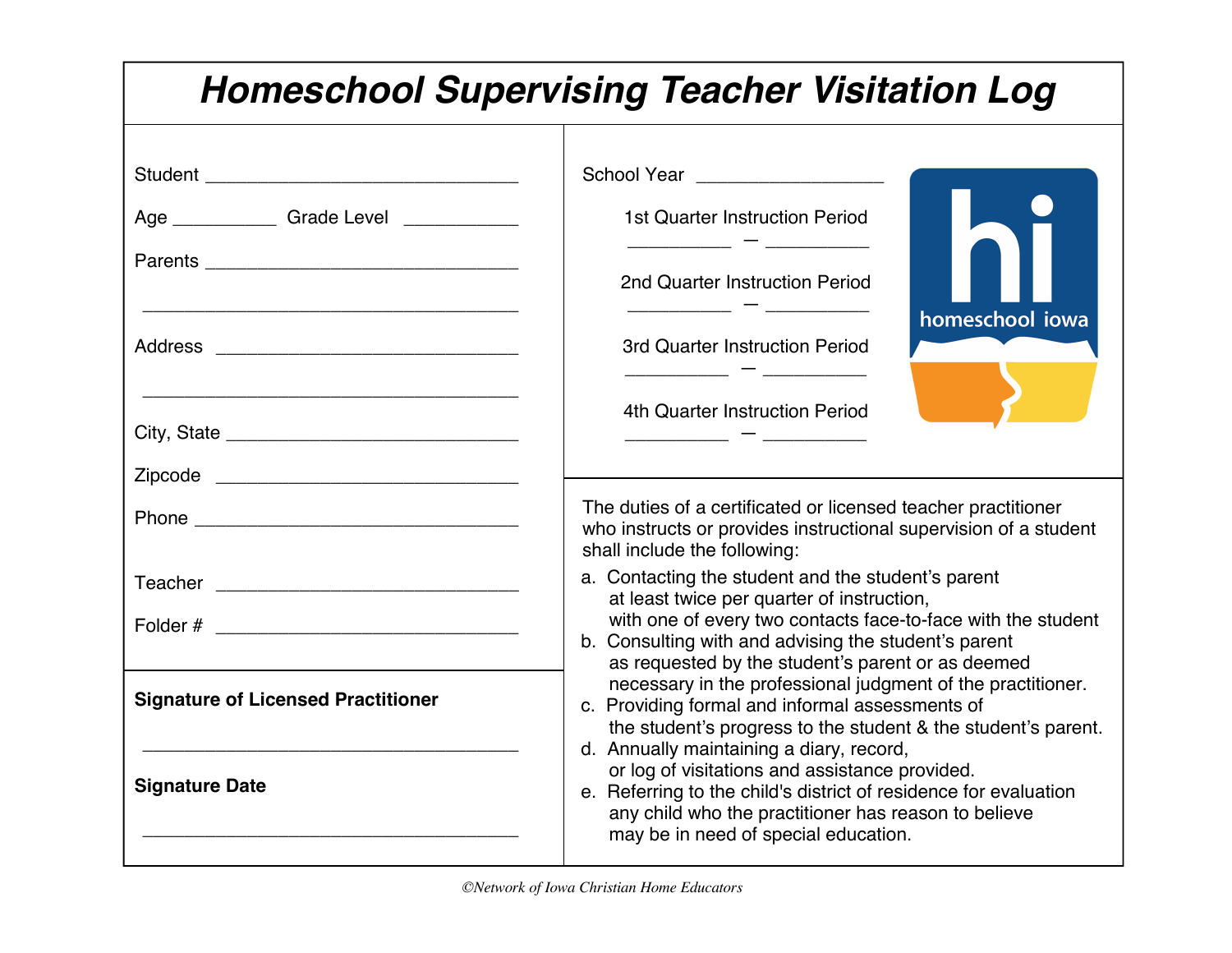# Homeschool Supervising Teacher Visitation Log

Student ________________________________

Age __________ Grade Level ___________

Parents ________________________________

________________________________________

Address ______________________________

________________________________________

City, State ____________________________

Zipcode ______________________________

Phone ________________________________

Teacher ______________________________

Folder # ______________________________

**Signature of Licensed Practitioner**

________________________________________

**Signature Date**

________________________________________

School Year __________________

1st Quarter Instruction Period
__________ — __________

2nd Quarter Instruction Period
__________ — __________

3rd Quarter Instruction Period
__________ — __________

4th Quarter Instruction Period
__________ — __________

hi homeschool iowa

The duties of a certificated or licensed teacher practitioner who instructs or provides instructional supervision of a student shall include the following:

a. Contacting the student and the student's parent at least twice per quarter of instruction, with one of every two contacts face-to-face with the student
b. Consulting with and advising the student's parent as requested by the student's parent or as deemed necessary in the professional judgment of the practitioner.
c. Providing formal and informal assessments of the student's progress to the student & the student's parent.
d. Annually maintaining a diary, record, or log of visitations and assistance provided.
e. Referring to the child's district of residence for evaluation any child who the practitioner has reason to believe may be in need of special education.

*©Network of Iowa Christian Home Educators*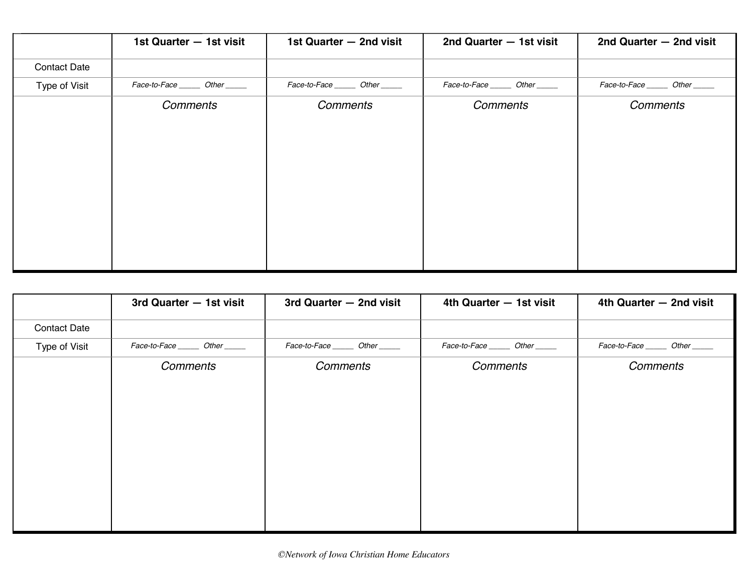| | 1st Quarter — 1st visit | 1st Quarter — 2nd visit | 2nd Quarter — 1st visit | 2nd Quarter — 2nd visit |
|---|---|---|---|---|
| Contact Date | | | | |
| Type of Visit | *Face-to-Face _____ Other _____* | *Face-to-Face _____ Other _____* | *Face-to-Face _____ Other _____* | *Face-to-Face _____ Other _____* |
| | *Comments* | *Comments* | *Comments* | *Comments* |

| | 3rd Quarter — 1st visit | 3rd Quarter — 2nd visit | 4th Quarter — 1st visit | 4th Quarter — 2nd visit |
|---|---|---|---|---|
| Contact Date | | | | |
| Type of Visit | *Face-to-Face _____ Other _____* | *Face-to-Face _____ Other _____* | *Face-to-Face _____ Other _____* | *Face-to-Face _____ Other _____* |
| | *Comments* | *Comments* | *Comments* | *Comments* |

*©Network of Iowa Christian Home Educators*